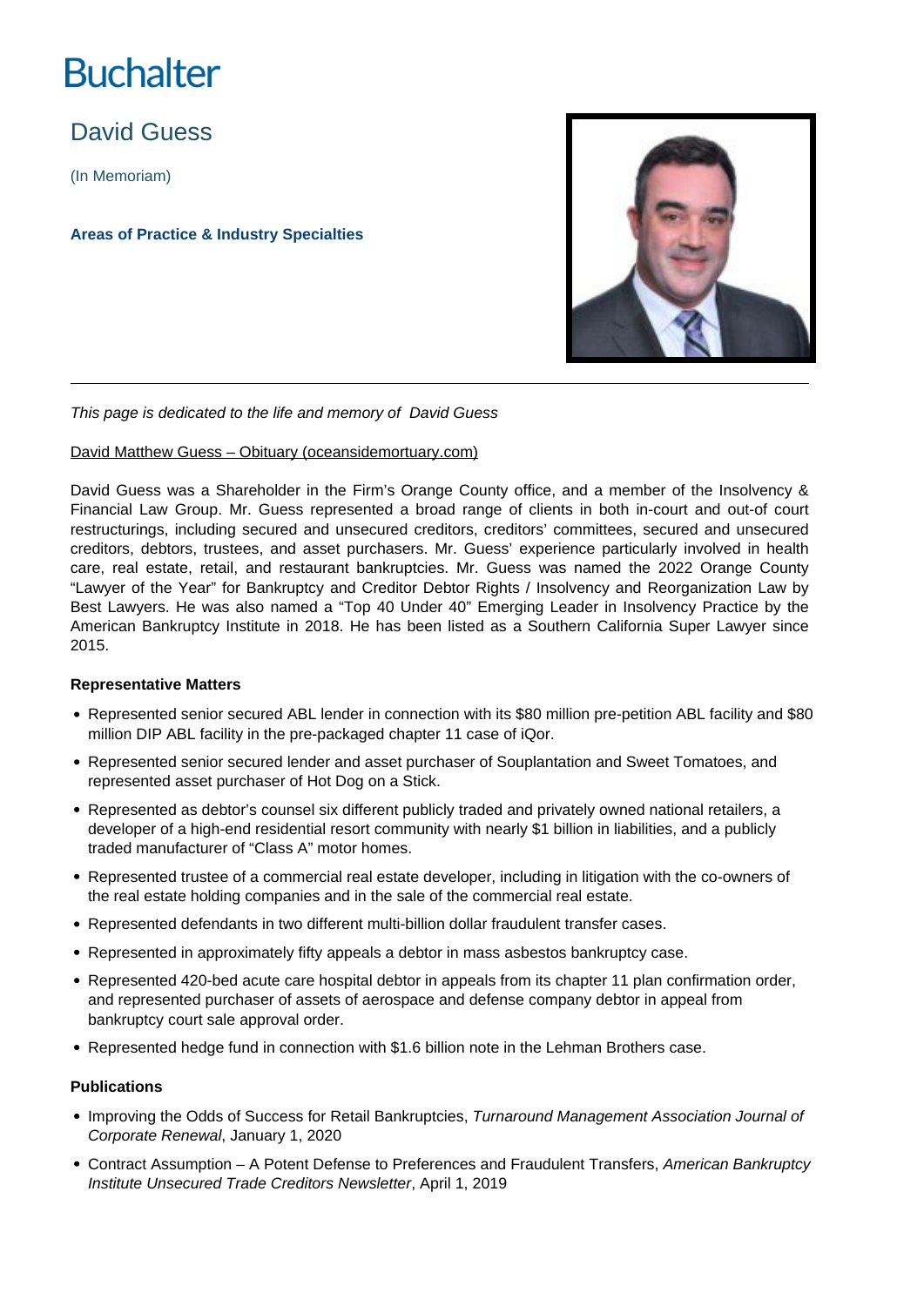Buchalter

# David Guess

(In Memoriam)

**Areas of Practice & Industry Specialties**

---

*This page is dedicated to the life and memory of David Guess*

David Matthew Guess – Obituary (oceansidemortuary.com)

David Guess was a Shareholder in the Firm's Orange County office, and a member of the Insolvency & Financial Law Group. Mr. Guess represented a broad range of clients in both in-court and out-of court restructurings, including secured and unsecured creditors, creditors' committees, secured and unsecured creditors, debtors, trustees, and asset purchasers. Mr. Guess' experience particularly involved in health care, real estate, retail, and restaurant bankruptcies. Mr. Guess was named the 2022 Orange County "Lawyer of the Year" for Bankruptcy and Creditor Debtor Rights / Insolvency and Reorganization Law by Best Lawyers. He was also named a "Top 40 Under 40" Emerging Leader in Insolvency Practice by the American Bankruptcy Institute in 2018. He has been listed as a Southern California Super Lawyer since 2015.

**Representative Matters**

- Represented senior secured ABL lender in connection with its $80 million pre-petition ABL facility and $80 million DIP ABL facility in the pre-packaged chapter 11 case of iQor.
- Represented senior secured lender and asset purchaser of Souplantation and Sweet Tomatoes, and represented asset purchaser of Hot Dog on a Stick.
- Represented as debtor's counsel six different publicly traded and privately owned national retailers, a developer of a high-end residential resort community with nearly $1 billion in liabilities, and a publicly traded manufacturer of "Class A" motor homes.
- Represented trustee of a commercial real estate developer, including in litigation with the co-owners of the real estate holding companies and in the sale of the commercial real estate.
- Represented defendants in two different multi-billion dollar fraudulent transfer cases.
- Represented in approximately fifty appeals a debtor in mass asbestos bankruptcy case.
- Represented 420-bed acute care hospital debtor in appeals from its chapter 11 plan confirmation order, and represented purchaser of assets of aerospace and defense company debtor in appeal from bankruptcy court sale approval order.
- Represented hedge fund in connection with $1.6 billion note in the Lehman Brothers case.

**Publications**

- Improving the Odds of Success for Retail Bankruptcies, *Turnaround Management Association Journal of Corporate Renewal*, January 1, 2020
- Contract Assumption – A Potent Defense to Preferences and Fraudulent Transfers, *American Bankruptcy Institute Unsecured Trade Creditors Newsletter*, April 1, 2019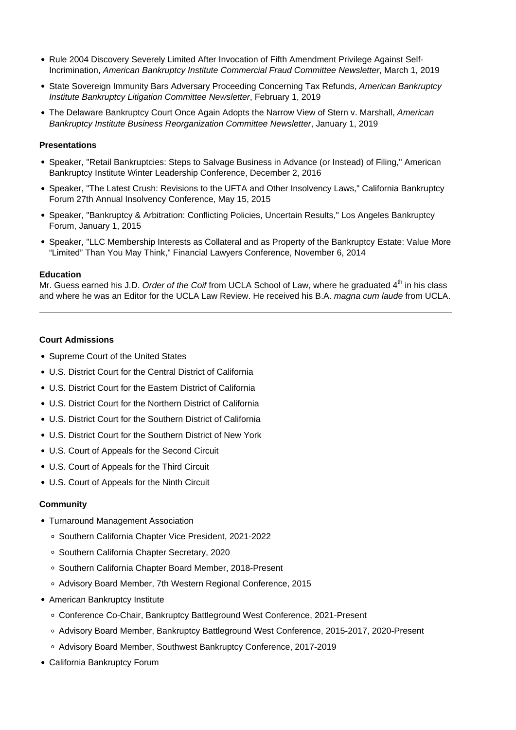- Rule 2004 Discovery Severely Limited After Invocation of Fifth Amendment Privilege Against Self-Incrimination, *American Bankruptcy Institute Commercial Fraud Committee Newsletter*, March 1, 2019
- State Sovereign Immunity Bars Adversary Proceeding Concerning Tax Refunds, *American Bankruptcy Institute Bankruptcy Litigation Committee Newsletter*, February 1, 2019
- The Delaware Bankruptcy Court Once Again Adopts the Narrow View of Stern v. Marshall, *American Bankruptcy Institute Business Reorganization Committee Newsletter*, January 1, 2019

**Presentations**

- Speaker, "Retail Bankruptcies: Steps to Salvage Business in Advance (or Instead) of Filing," American Bankruptcy Institute Winter Leadership Conference, December 2, 2016
- Speaker, "The Latest Crush: Revisions to the UFTA and Other Insolvency Laws," California Bankruptcy Forum 27th Annual Insolvency Conference, May 15, 2015
- Speaker, "Bankruptcy & Arbitration: Conflicting Policies, Uncertain Results," Los Angeles Bankruptcy Forum, January 1, 2015
- Speaker, "LLC Membership Interests as Collateral and as Property of the Bankruptcy Estate: Value More "Limited" Than You May Think," Financial Lawyers Conference, November 6, 2014

**Education**

Mr. Guess earned his J.D. *Order of the Coif* from UCLA School of Law, where he graduated 4th in his class and where he was an Editor for the UCLA Law Review. He received his B.A. *magna cum laude* from UCLA.

---

**Court Admissions**

- Supreme Court of the United States
- U.S. District Court for the Central District of California
- U.S. District Court for the Eastern District of California
- U.S. District Court for the Northern District of California
- U.S. District Court for the Southern District of California
- U.S. District Court for the Southern District of New York
- U.S. Court of Appeals for the Second Circuit
- U.S. Court of Appeals for the Third Circuit
- U.S. Court of Appeals for the Ninth Circuit

**Community**

- Turnaround Management Association
  - Southern California Chapter Vice President, 2021-2022
  - Southern California Chapter Secretary, 2020
  - Southern California Chapter Board Member, 2018-Present
  - Advisory Board Member, 7th Western Regional Conference, 2015
- American Bankruptcy Institute
  - Conference Co-Chair, Bankruptcy Battleground West Conference, 2021-Present
  - Advisory Board Member, Bankruptcy Battleground West Conference, 2015-2017, 2020-Present
  - Advisory Board Member, Southwest Bankruptcy Conference, 2017-2019
- California Bankruptcy Forum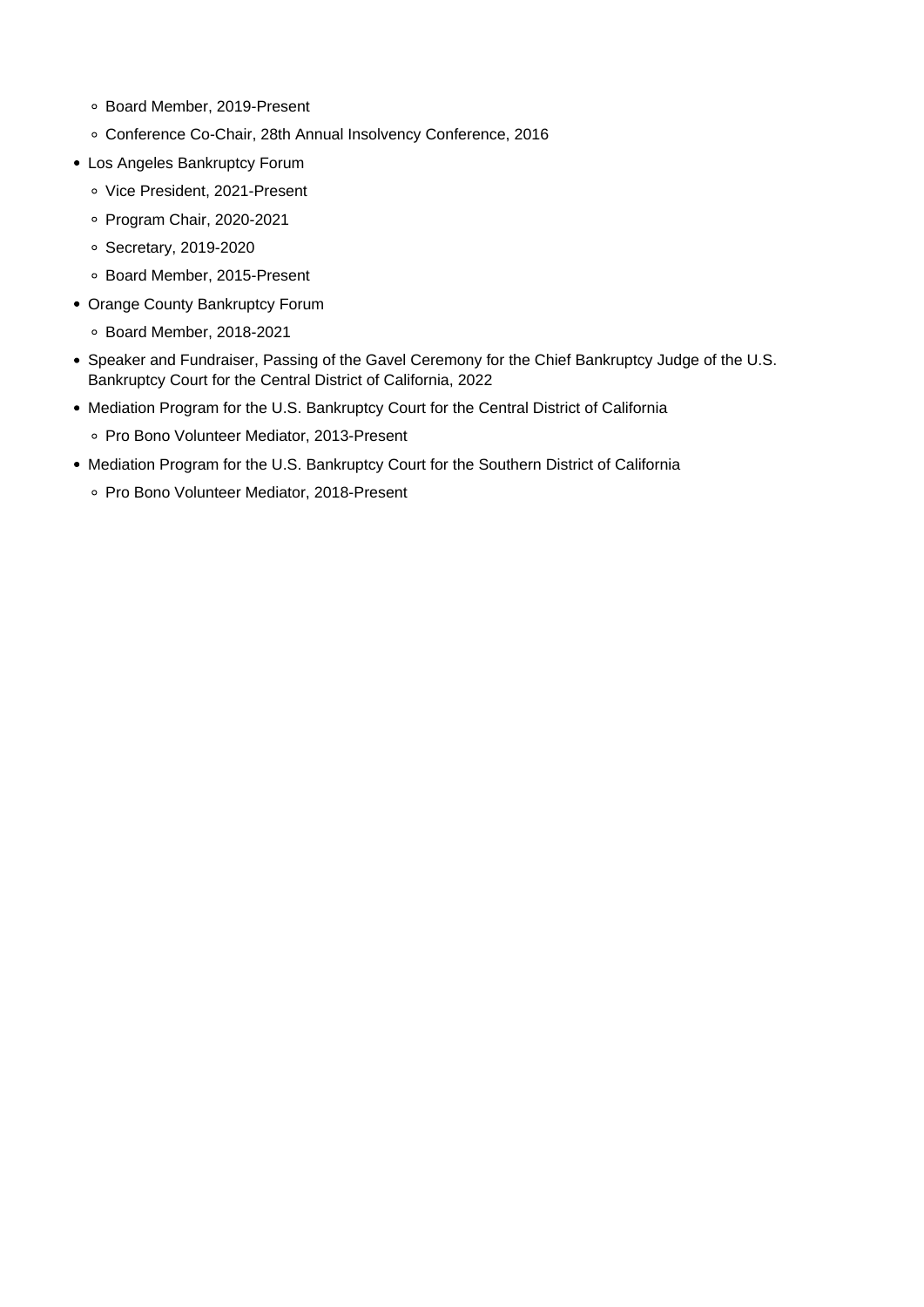- Board Member, 2019-Present
  - Conference Co-Chair, 28th Annual Insolvency Conference, 2016
- Los Angeles Bankruptcy Forum
  - Vice President, 2021-Present
  - Program Chair, 2020-2021
  - Secretary, 2019-2020
  - Board Member, 2015-Present
- Orange County Bankruptcy Forum
  - Board Member, 2018-2021
- Speaker and Fundraiser, Passing of the Gavel Ceremony for the Chief Bankruptcy Judge of the U.S. Bankruptcy Court for the Central District of California, 2022
- Mediation Program for the U.S. Bankruptcy Court for the Central District of California
  - Pro Bono Volunteer Mediator, 2013-Present
- Mediation Program for the U.S. Bankruptcy Court for the Southern District of California
  - Pro Bono Volunteer Mediator, 2018-Present